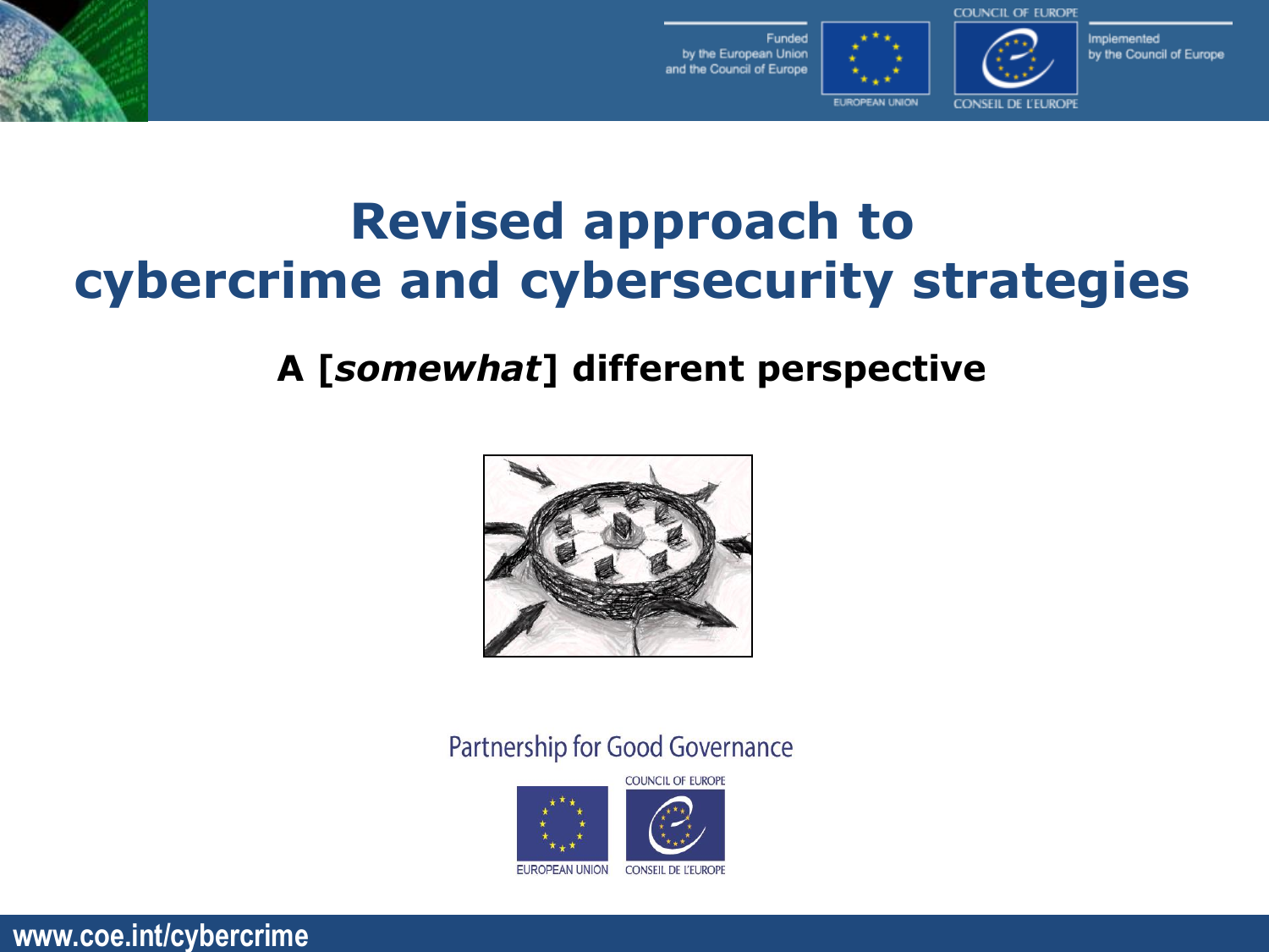Funded by the European Union and the Council of Europe

Implemented by the Council of Europe

# Revised approach to cybercrime and cybersecurity strategies

## A [*somewhat*] different perspective

Partnership for Good Governance

www.coe.int/cybercrime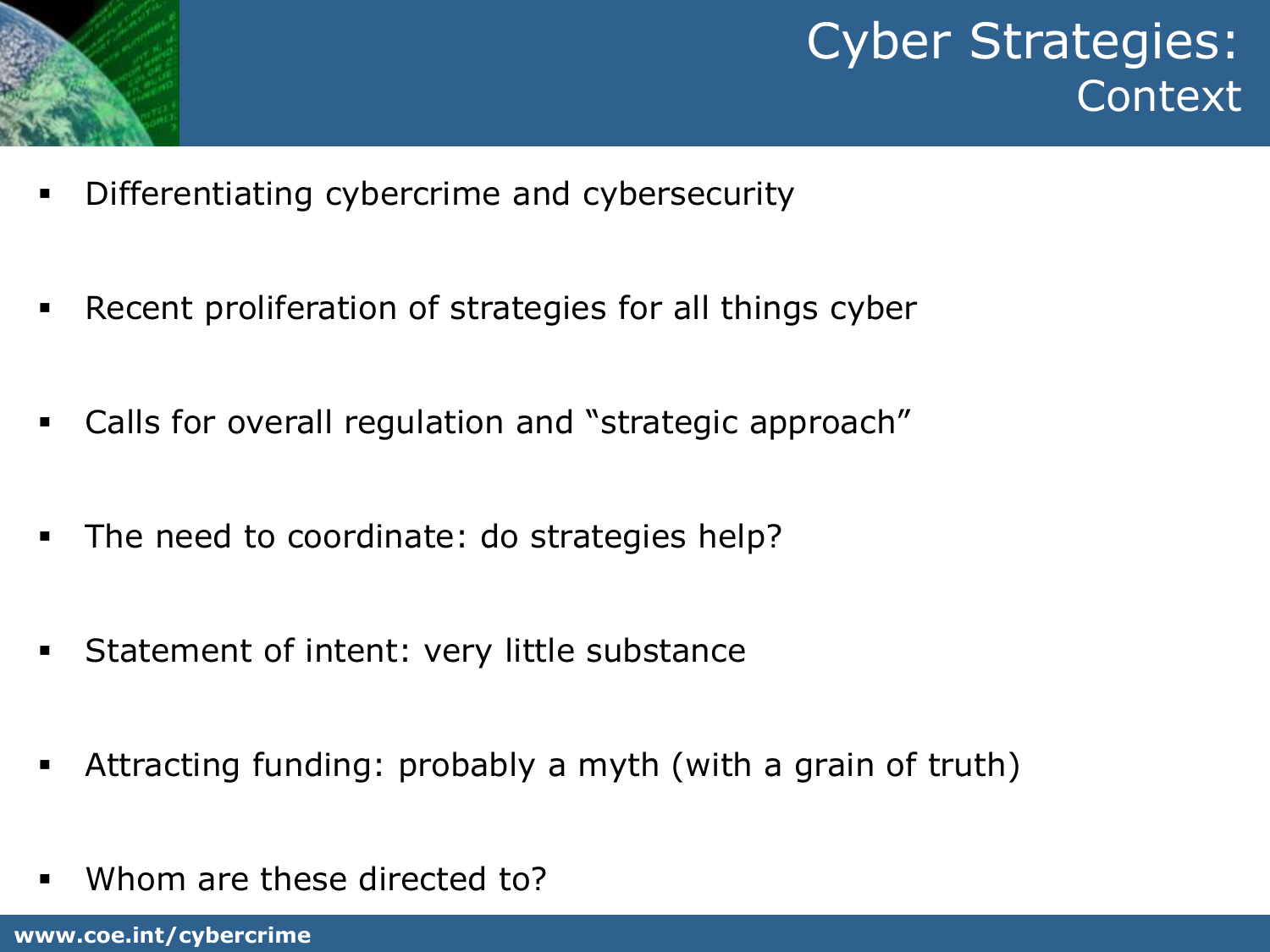# Cyber Strategies: Context

- Differentiating cybercrime and cybersecurity
- Recent proliferation of strategies for all things cyber
- Calls for overall regulation and "strategic approach"
- The need to coordinate: do strategies help?
- Statement of intent: very little substance
- Attracting funding: probably a myth (with a grain of truth)
- Whom are these directed to?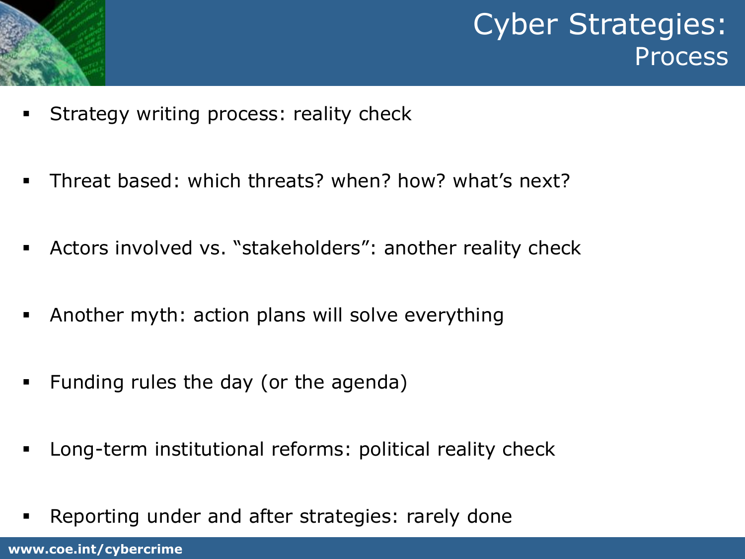# Cyber Strategies:
## Process

- Strategy writing process: reality check
- Threat based: which threats? when? how? what's next?
- Actors involved vs. "stakeholders": another reality check
- Another myth: action plans will solve everything
- Funding rules the day (or the agenda)
- Long-term institutional reforms: political reality check
- Reporting under and after strategies: rarely done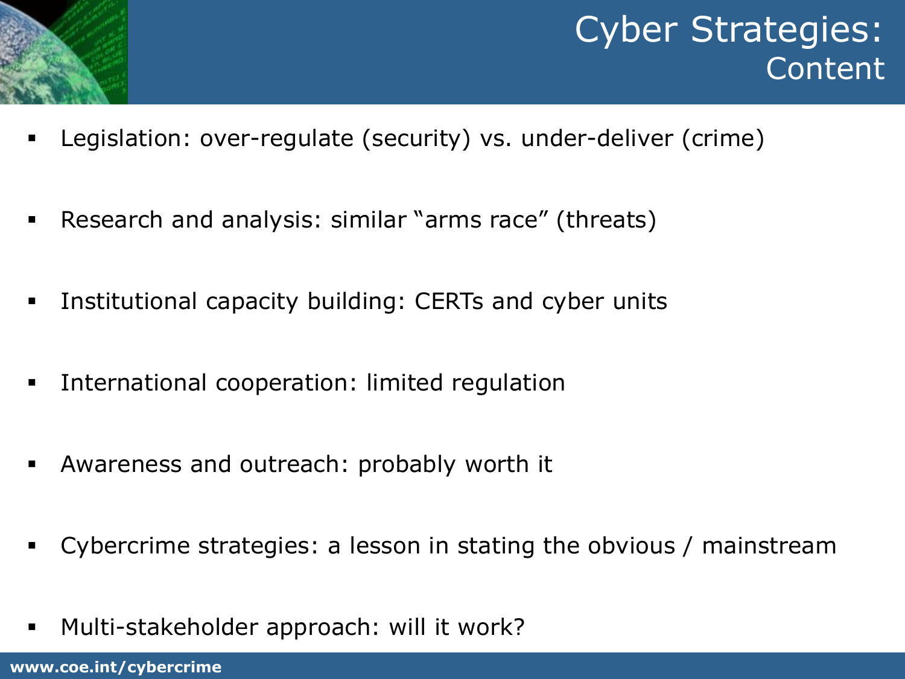# Cyber Strategies: Content

- Legislation: over-regulate (security) vs. under-deliver (crime)
- Research and analysis: similar "arms race" (threats)
- Institutional capacity building: CERTs and cyber units
- International cooperation: limited regulation
- Awareness and outreach: probably worth it
- Cybercrime strategies: a lesson in stating the obvious / mainstream
- Multi-stakeholder approach: will it work?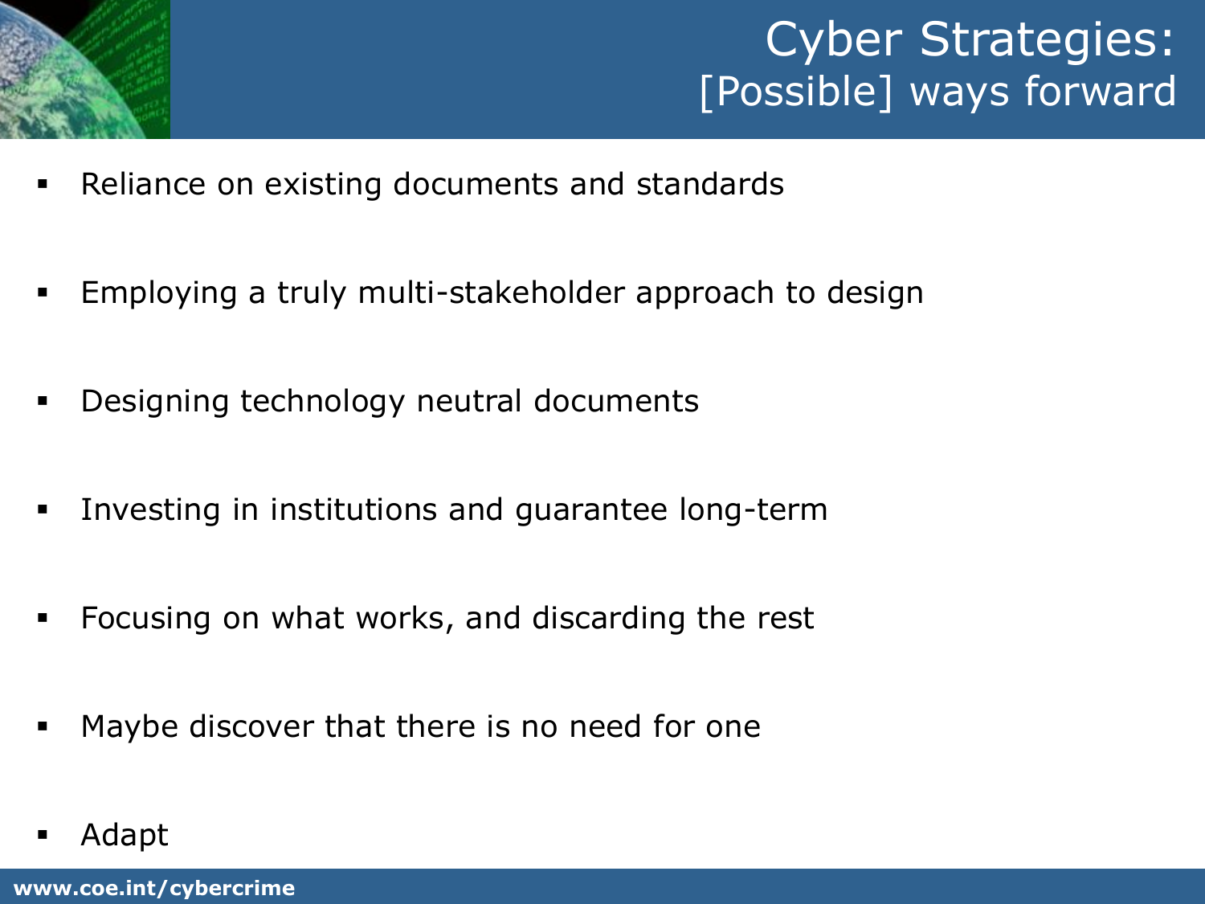# Cyber Strategies: [Possible] ways forward

- Reliance on existing documents and standards
- Employing a truly multi-stakeholder approach to design
- Designing technology neutral documents
- Investing in institutions and guarantee long-term
- Focusing on what works, and discarding the rest
- Maybe discover that there is no need for one
- Adapt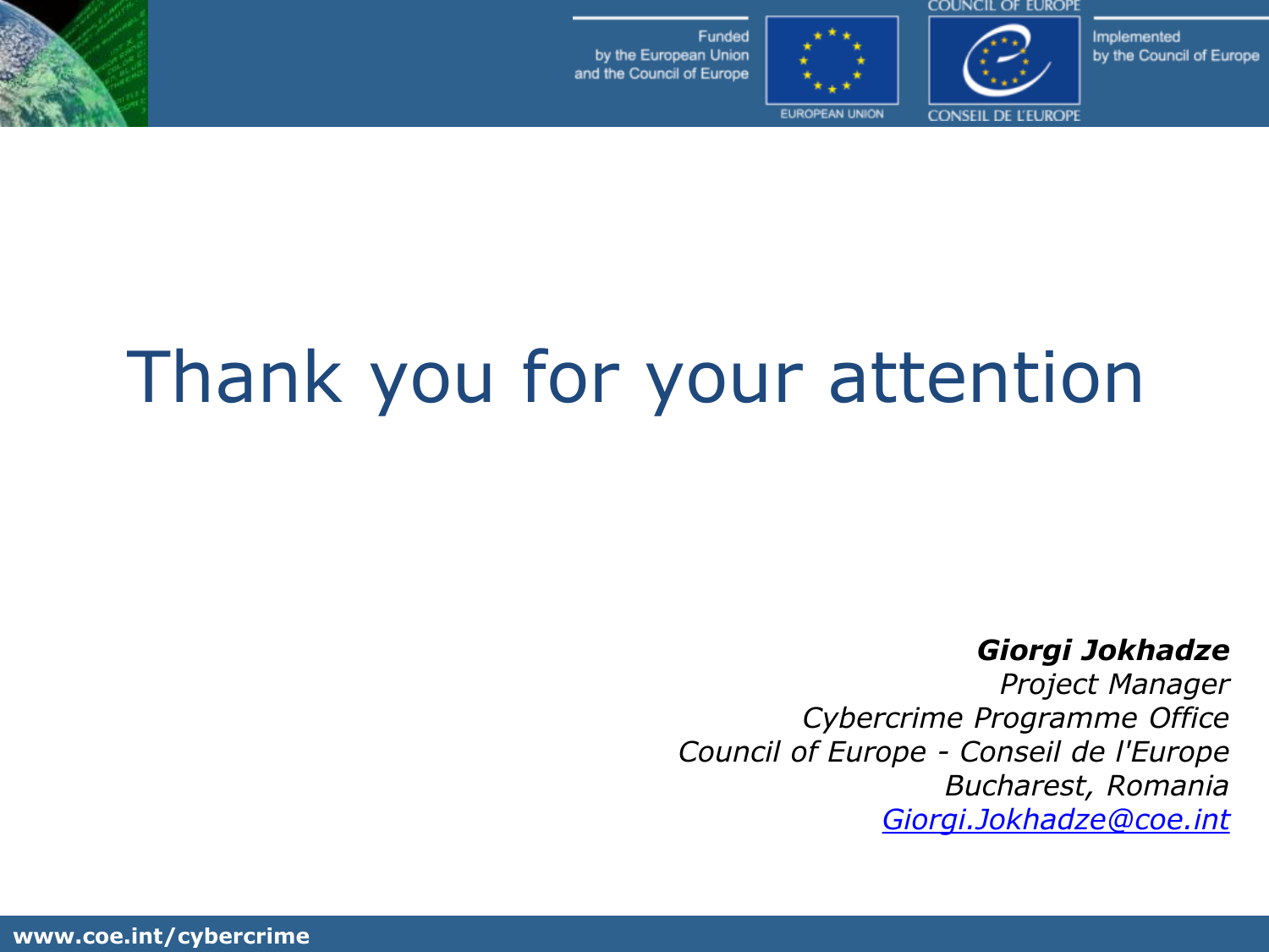Funded by the European Union and the Council of Europe

EUROPEAN UNION

COUNCIL OF EUROPE

CONSEIL DE L'EUROPE

Implemented by the Council of Europe

# Thank you for your attention

***Giorgi Jokhadze***
*Project Manager*
*Cybercrime Programme Office*
*Council of Europe - Conseil de l'Europe*
*Bucharest, Romania*
*Giorgi.Jokhadze@coe.int*

**www.coe.int/cybercrime**